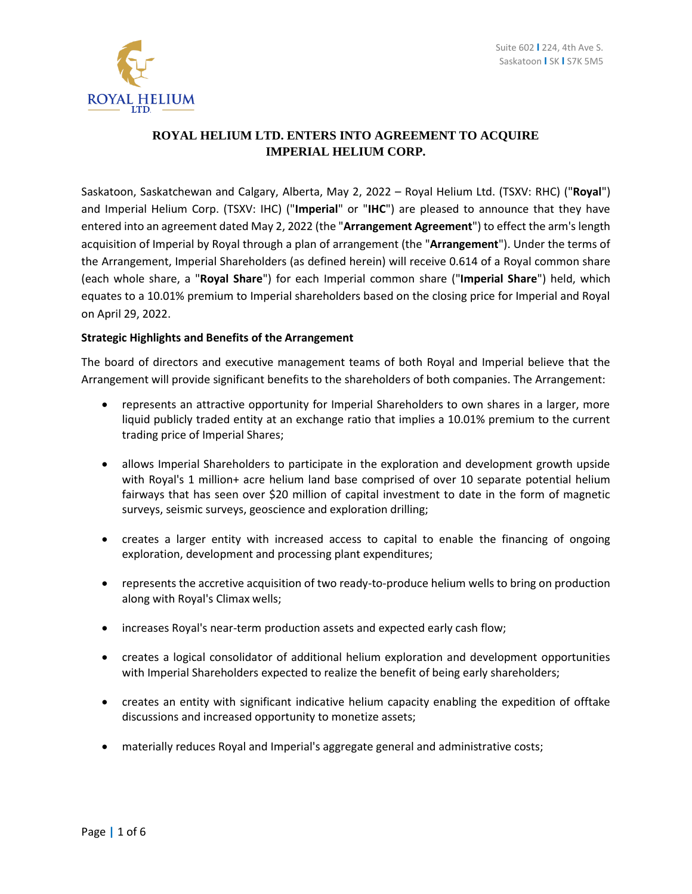Suite 602 | 224, 4th Ave S.
Saskatoon | SK | S7K 5M5

# ROYAL HELIUM LTD. ENTERS INTO AGREEMENT TO ACQUIRE IMPERIAL HELIUM CORP.

Saskatoon, Saskatchewan and Calgary, Alberta, May 2, 2022 – Royal Helium Ltd. (TSXV: RHC) ("**Royal**") and Imperial Helium Corp. (TSXV: IHC) ("**Imperial**" or "**IHC**") are pleased to announce that they have entered into an agreement dated May 2, 2022 (the "**Arrangement Agreement**") to effect the arm's length acquisition of Imperial by Royal through a plan of arrangement (the "**Arrangement**"). Under the terms of the Arrangement, Imperial Shareholders (as defined herein) will receive 0.614 of a Royal common share (each whole share, a "**Royal Share**") for each Imperial common share ("**Imperial Share**") held, which equates to a 10.01% premium to Imperial shareholders based on the closing price for Imperial and Royal on April 29, 2022.

**Strategic Highlights and Benefits of the Arrangement**

The board of directors and executive management teams of both Royal and Imperial believe that the Arrangement will provide significant benefits to the shareholders of both companies. The Arrangement:

- represents an attractive opportunity for Imperial Shareholders to own shares in a larger, more liquid publicly traded entity at an exchange ratio that implies a 10.01% premium to the current trading price of Imperial Shares;
- allows Imperial Shareholders to participate in the exploration and development growth upside with Royal's 1 million+ acre helium land base comprised of over 10 separate potential helium fairways that has seen over $20 million of capital investment to date in the form of magnetic surveys, seismic surveys, geoscience and exploration drilling;
- creates a larger entity with increased access to capital to enable the financing of ongoing exploration, development and processing plant expenditures;
- represents the accretive acquisition of two ready-to-produce helium wells to bring on production along with Royal's Climax wells;
- increases Royal's near-term production assets and expected early cash flow;
- creates a logical consolidator of additional helium exploration and development opportunities with Imperial Shareholders expected to realize the benefit of being early shareholders;
- creates an entity with significant indicative helium capacity enabling the expedition of offtake discussions and increased opportunity to monetize assets;
- materially reduces Royal and Imperial's aggregate general and administrative costs;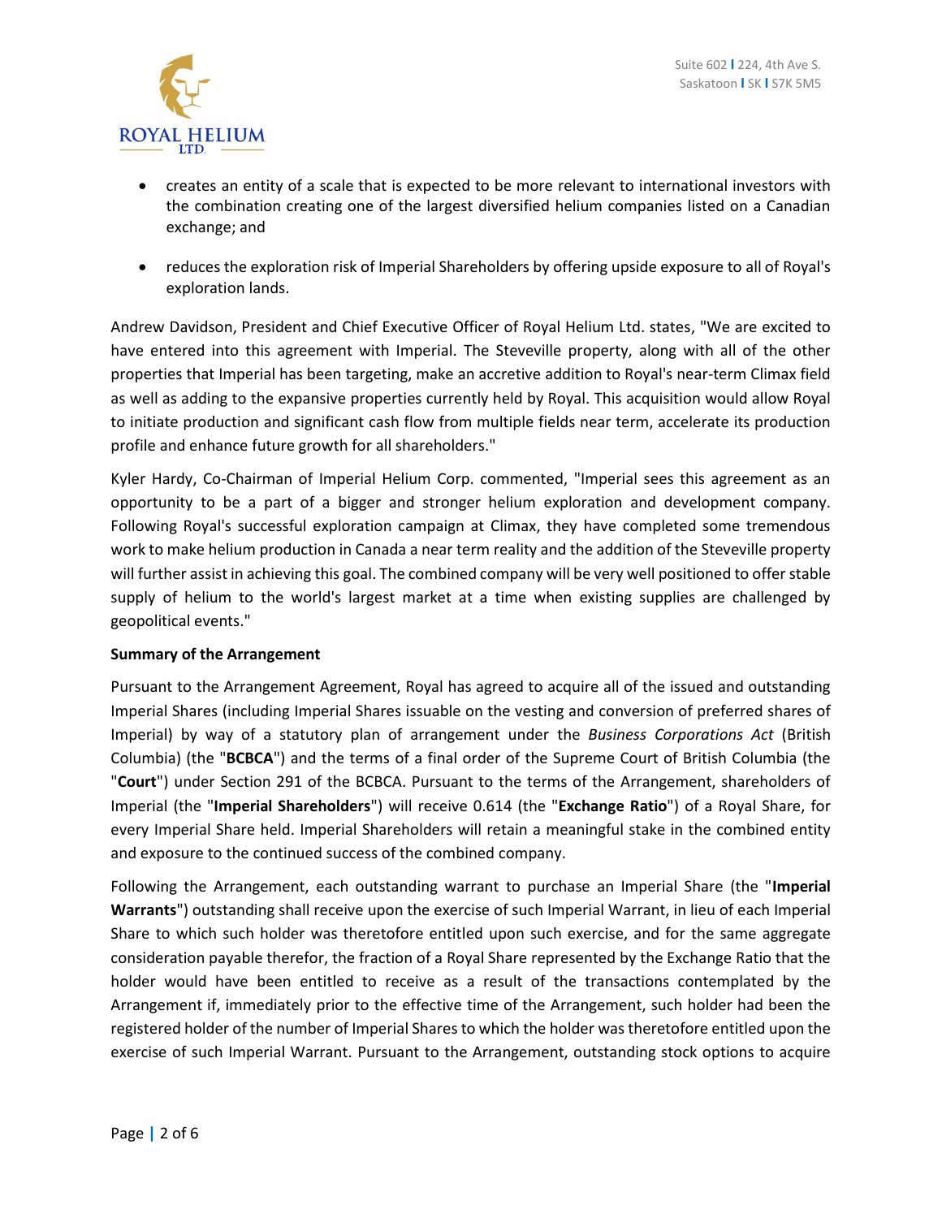- creates an entity of a scale that is expected to be more relevant to international investors with the combination creating one of the largest diversified helium companies listed on a Canadian exchange; and
- reduces the exploration risk of Imperial Shareholders by offering upside exposure to all of Royal's exploration lands.

Andrew Davidson, President and Chief Executive Officer of Royal Helium Ltd. states, "We are excited to have entered into this agreement with Imperial. The Steveville property, along with all of the other properties that Imperial has been targeting, make an accretive addition to Royal's near-term Climax field as well as adding to the expansive properties currently held by Royal. This acquisition would allow Royal to initiate production and significant cash flow from multiple fields near term, accelerate its production profile and enhance future growth for all shareholders."

Kyler Hardy, Co-Chairman of Imperial Helium Corp. commented, "Imperial sees this agreement as an opportunity to be a part of a bigger and stronger helium exploration and development company. Following Royal's successful exploration campaign at Climax, they have completed some tremendous work to make helium production in Canada a near term reality and the addition of the Steveville property will further assist in achieving this goal. The combined company will be very well positioned to offer stable supply of helium to the world's largest market at a time when existing supplies are challenged by geopolitical events."

**Summary of the Arrangement**

Pursuant to the Arrangement Agreement, Royal has agreed to acquire all of the issued and outstanding Imperial Shares (including Imperial Shares issuable on the vesting and conversion of preferred shares of Imperial) by way of a statutory plan of arrangement under the *Business Corporations Act* (British Columbia) (the "**BCBCA**") and the terms of a final order of the Supreme Court of British Columbia (the "**Court**") under Section 291 of the BCBCA. Pursuant to the terms of the Arrangement, shareholders of Imperial (the "**Imperial Shareholders**") will receive 0.614 (the "**Exchange Ratio**") of a Royal Share, for every Imperial Share held. Imperial Shareholders will retain a meaningful stake in the combined entity and exposure to the continued success of the combined company.

Following the Arrangement, each outstanding warrant to purchase an Imperial Share (the "**Imperial Warrants**") outstanding shall receive upon the exercise of such Imperial Warrant, in lieu of each Imperial Share to which such holder was theretofore entitled upon such exercise, and for the same aggregate consideration payable therefor, the fraction of a Royal Share represented by the Exchange Ratio that the holder would have been entitled to receive as a result of the transactions contemplated by the Arrangement if, immediately prior to the effective time of the Arrangement, such holder had been the registered holder of the number of Imperial Shares to which the holder was theretofore entitled upon the exercise of such Imperial Warrant. Pursuant to the Arrangement, outstanding stock options to acquire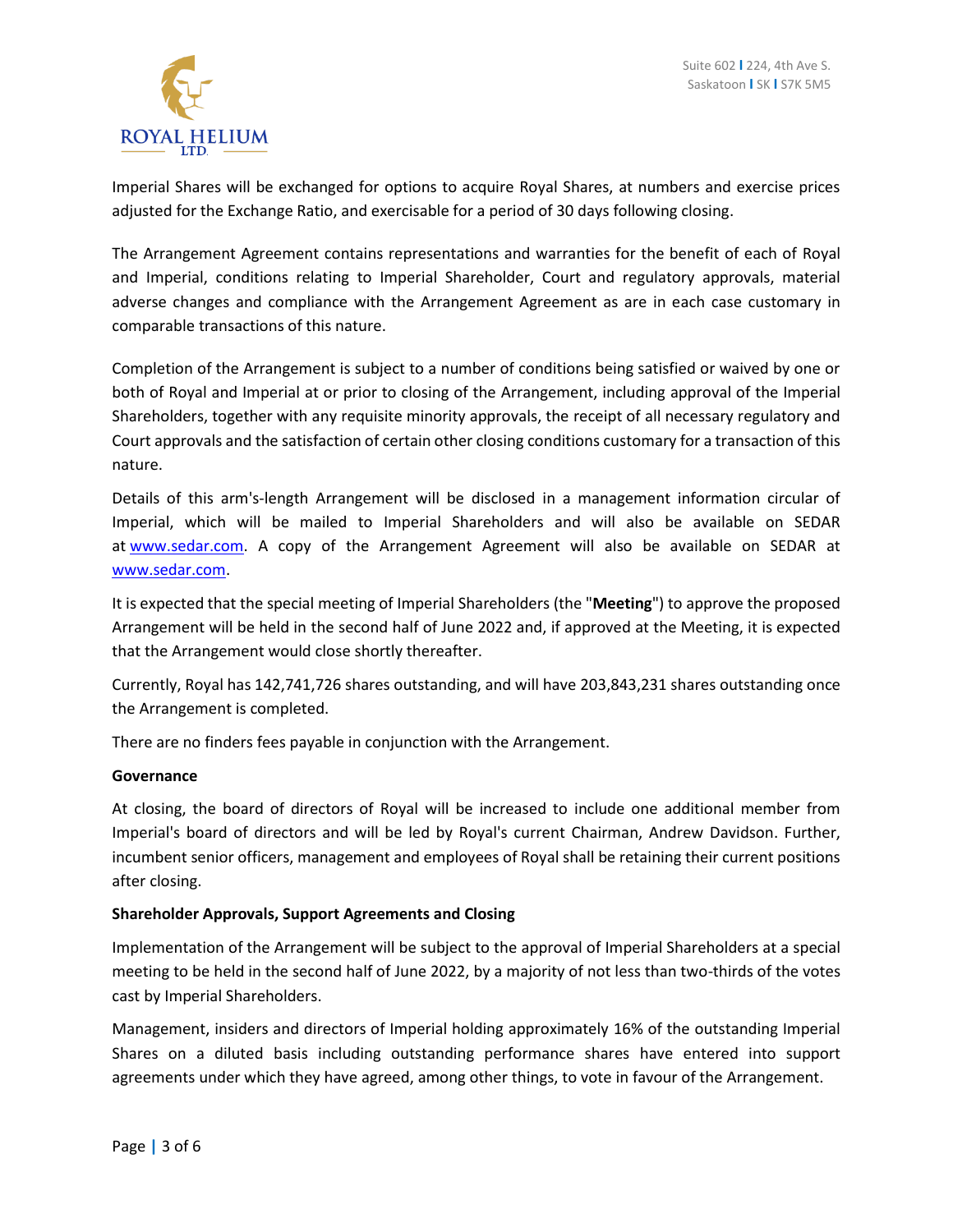Imperial Shares will be exchanged for options to acquire Royal Shares, at numbers and exercise prices adjusted for the Exchange Ratio, and exercisable for a period of 30 days following closing.

The Arrangement Agreement contains representations and warranties for the benefit of each of Royal and Imperial, conditions relating to Imperial Shareholder, Court and regulatory approvals, material adverse changes and compliance with the Arrangement Agreement as are in each case customary in comparable transactions of this nature.

Completion of the Arrangement is subject to a number of conditions being satisfied or waived by one or both of Royal and Imperial at or prior to closing of the Arrangement, including approval of the Imperial Shareholders, together with any requisite minority approvals, the receipt of all necessary regulatory and Court approvals and the satisfaction of certain other closing conditions customary for a transaction of this nature.

Details of this arm's-length Arrangement will be disclosed in a management information circular of Imperial, which will be mailed to Imperial Shareholders and will also be available on SEDAR at www.sedar.com. A copy of the Arrangement Agreement will also be available on SEDAR at www.sedar.com.

It is expected that the special meeting of Imperial Shareholders (the "**Meeting**") to approve the proposed Arrangement will be held in the second half of June 2022 and, if approved at the Meeting, it is expected that the Arrangement would close shortly thereafter.

Currently, Royal has 142,741,726 shares outstanding, and will have 203,843,231 shares outstanding once the Arrangement is completed.

There are no finders fees payable in conjunction with the Arrangement.

**Governance**

At closing, the board of directors of Royal will be increased to include one additional member from Imperial's board of directors and will be led by Royal's current Chairman, Andrew Davidson. Further, incumbent senior officers, management and employees of Royal shall be retaining their current positions after closing.

**Shareholder Approvals, Support Agreements and Closing**

Implementation of the Arrangement will be subject to the approval of Imperial Shareholders at a special meeting to be held in the second half of June 2022, by a majority of not less than two-thirds of the votes cast by Imperial Shareholders.

Management, insiders and directors of Imperial holding approximately 16% of the outstanding Imperial Shares on a diluted basis including outstanding performance shares have entered into support agreements under which they have agreed, among other things, to vote in favour of the Arrangement.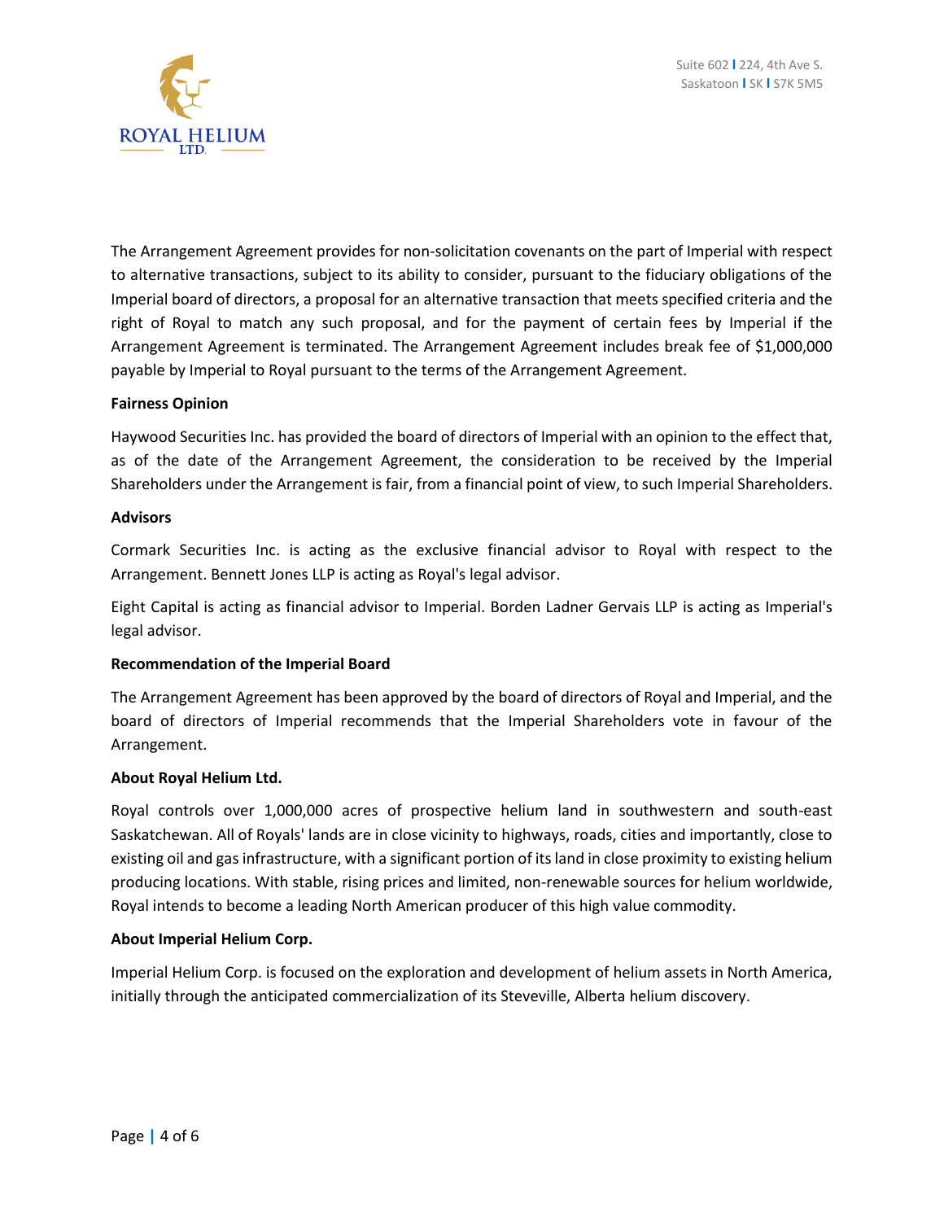The Arrangement Agreement provides for non-solicitation covenants on the part of Imperial with respect to alternative transactions, subject to its ability to consider, pursuant to the fiduciary obligations of the Imperial board of directors, a proposal for an alternative transaction that meets specified criteria and the right of Royal to match any such proposal, and for the payment of certain fees by Imperial if the Arrangement Agreement is terminated. The Arrangement Agreement includes break fee of $1,000,000 payable by Imperial to Royal pursuant to the terms of the Arrangement Agreement.

**Fairness Opinion**

Haywood Securities Inc. has provided the board of directors of Imperial with an opinion to the effect that, as of the date of the Arrangement Agreement, the consideration to be received by the Imperial Shareholders under the Arrangement is fair, from a financial point of view, to such Imperial Shareholders.

**Advisors**

Cormark Securities Inc. is acting as the exclusive financial advisor to Royal with respect to the Arrangement. Bennett Jones LLP is acting as Royal's legal advisor.

Eight Capital is acting as financial advisor to Imperial. Borden Ladner Gervais LLP is acting as Imperial's legal advisor.

**Recommendation of the Imperial Board**

The Arrangement Agreement has been approved by the board of directors of Royal and Imperial, and the board of directors of Imperial recommends that the Imperial Shareholders vote in favour of the Arrangement.

**About Royal Helium Ltd.**

Royal controls over 1,000,000 acres of prospective helium land in southwestern and south-east Saskatchewan. All of Royals' lands are in close vicinity to highways, roads, cities and importantly, close to existing oil and gas infrastructure, with a significant portion of its land in close proximity to existing helium producing locations. With stable, rising prices and limited, non-renewable sources for helium worldwide, Royal intends to become a leading North American producer of this high value commodity.

**About Imperial Helium Corp.**

Imperial Helium Corp. is focused on the exploration and development of helium assets in North America, initially through the anticipated commercialization of its Steveville, Alberta helium discovery.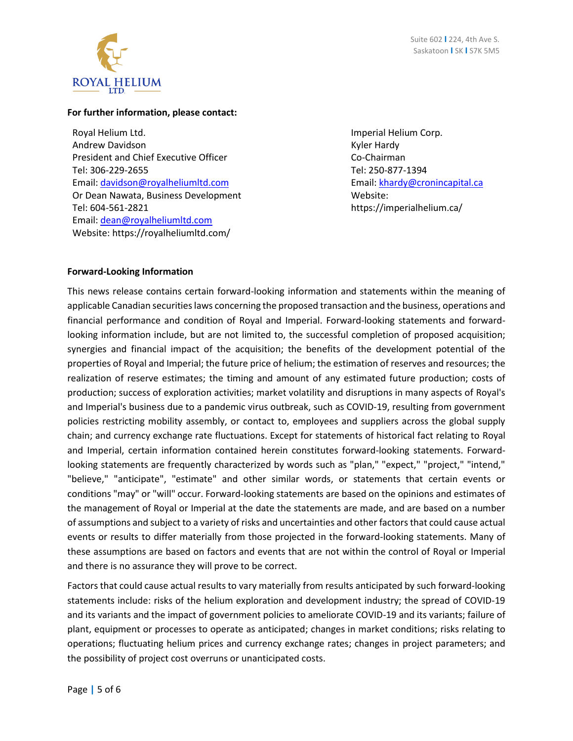**For further information, please contact:**

Royal Helium Ltd.
Andrew Davidson
President and Chief Executive Officer
Tel: 306-229-2655
Email: davidson@royalheliumltd.com
Or Dean Nawata, Business Development
Tel: 604-561-2821
Email: dean@royalheliumltd.com
Website: https://royalheliumltd.com/

Imperial Helium Corp.
Kyler Hardy
Co-Chairman
Tel: 250-877-1394
Email: khardy@cronincapital.ca
Website:
https://imperialhelium.ca/

**Forward-Looking Information**

This news release contains certain forward-looking information and statements within the meaning of applicable Canadian securities laws concerning the proposed transaction and the business, operations and financial performance and condition of Royal and Imperial. Forward-looking statements and forward-looking information include, but are not limited to, the successful completion of proposed acquisition; synergies and financial impact of the acquisition; the benefits of the development potential of the properties of Royal and Imperial; the future price of helium; the estimation of reserves and resources; the realization of reserve estimates; the timing and amount of any estimated future production; costs of production; success of exploration activities; market volatility and disruptions in many aspects of Royal's and Imperial's business due to a pandemic virus outbreak, such as COVID-19, resulting from government policies restricting mobility assembly, or contact to, employees and suppliers across the global supply chain; and currency exchange rate fluctuations. Except for statements of historical fact relating to Royal and Imperial, certain information contained herein constitutes forward-looking statements. Forward-looking statements are frequently characterized by words such as "plan," "expect," "project," "intend," "believe," "anticipate", "estimate" and other similar words, or statements that certain events or conditions "may" or "will" occur. Forward-looking statements are based on the opinions and estimates of the management of Royal or Imperial at the date the statements are made, and are based on a number of assumptions and subject to a variety of risks and uncertainties and other factors that could cause actual events or results to differ materially from those projected in the forward-looking statements. Many of these assumptions are based on factors and events that are not within the control of Royal or Imperial and there is no assurance they will prove to be correct.

Factors that could cause actual results to vary materially from results anticipated by such forward-looking statements include: risks of the helium exploration and development industry; the spread of COVID-19 and its variants and the impact of government policies to ameliorate COVID-19 and its variants; failure of plant, equipment or processes to operate as anticipated; changes in market conditions; risks relating to operations; fluctuating helium prices and currency exchange rates; changes in project parameters; and the possibility of project cost overruns or unanticipated costs.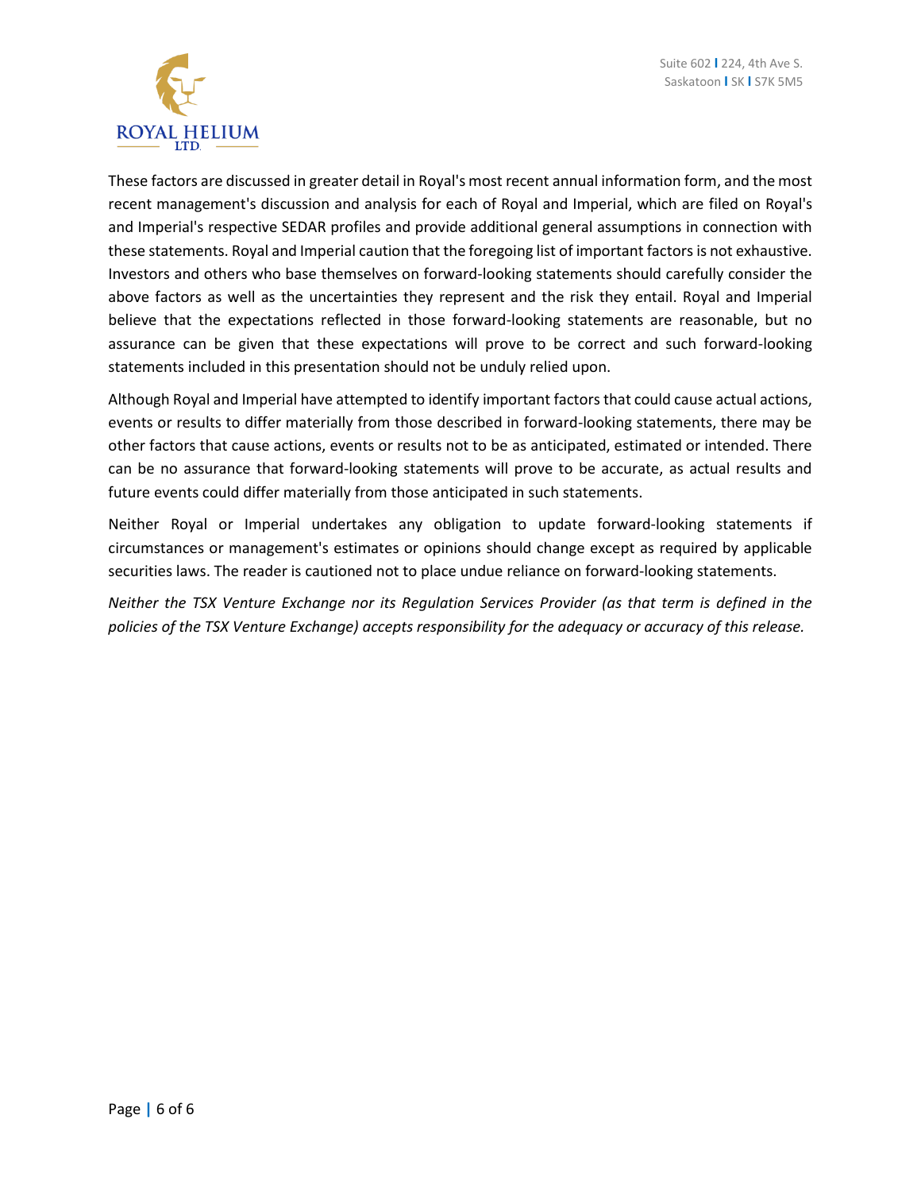These factors are discussed in greater detail in Royal's most recent annual information form, and the most recent management's discussion and analysis for each of Royal and Imperial, which are filed on Royal's and Imperial's respective SEDAR profiles and provide additional general assumptions in connection with these statements. Royal and Imperial caution that the foregoing list of important factors is not exhaustive. Investors and others who base themselves on forward-looking statements should carefully consider the above factors as well as the uncertainties they represent and the risk they entail. Royal and Imperial believe that the expectations reflected in those forward-looking statements are reasonable, but no assurance can be given that these expectations will prove to be correct and such forward-looking statements included in this presentation should not be unduly relied upon.

Although Royal and Imperial have attempted to identify important factors that could cause actual actions, events or results to differ materially from those described in forward-looking statements, there may be other factors that cause actions, events or results not to be as anticipated, estimated or intended. There can be no assurance that forward-looking statements will prove to be accurate, as actual results and future events could differ materially from those anticipated in such statements.

Neither Royal or Imperial undertakes any obligation to update forward-looking statements if circumstances or management's estimates or opinions should change except as required by applicable securities laws. The reader is cautioned not to place undue reliance on forward-looking statements.

*Neither the TSX Venture Exchange nor its Regulation Services Provider (as that term is defined in the policies of the TSX Venture Exchange) accepts responsibility for the adequacy or accuracy of this release.*